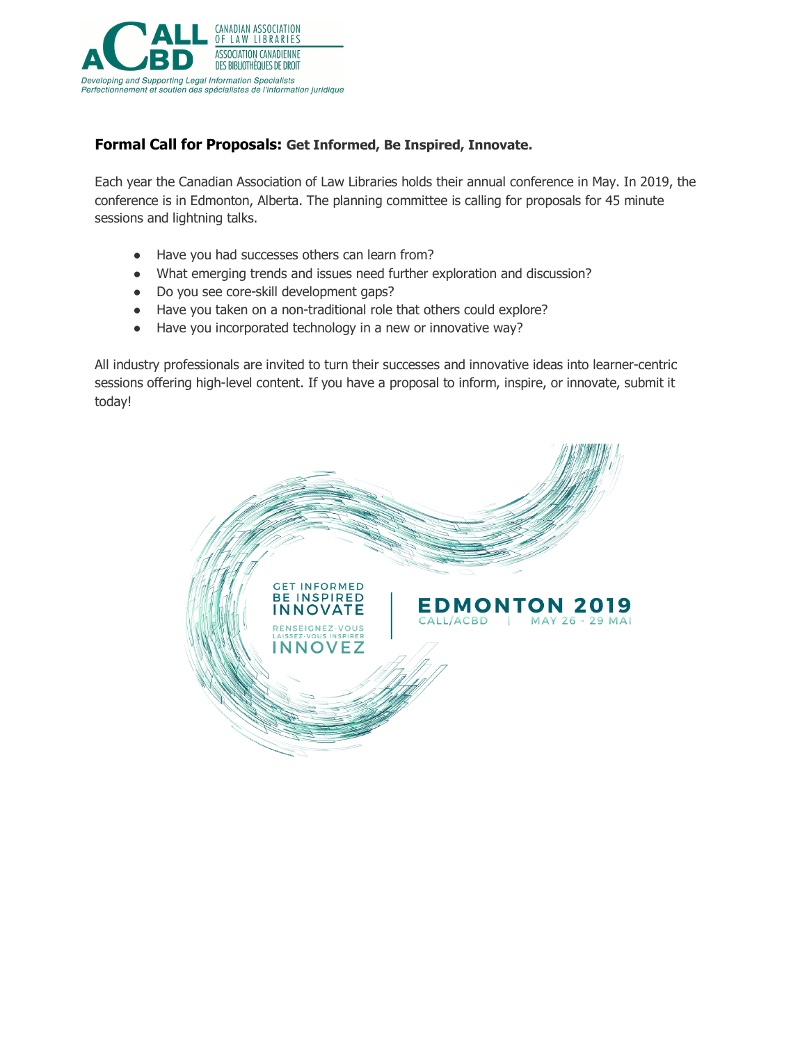**Formal Call for Proposals:** **Get Informed, Be Inspired, Innovate.**

Each year the Canadian Association of Law Libraries holds their annual conference in May. In 2019, the conference is in Edmonton, Alberta. The planning committee is calling for proposals for 45 minute sessions and lightning talks.

- Have you had successes others can learn from?
- What emerging trends and issues need further exploration and discussion?
- Do you see core-skill development gaps?
- Have you taken on a non-traditional role that others could explore?
- Have you incorporated technology in a new or innovative way?

All industry professionals are invited to turn their successes and innovative ideas into learner-centric sessions offering high-level content. If you have a proposal to inform, inspire, or innovate, submit it today!

GET INFORMED
BE INSPIRED
INNOVATE

RENSEIGNEZ-VOUS
LAISSEZ-VOUS INSPIRER
INNOVEZ

EDMONTON 2019
CALL/ACBD | MAY 26 - 29 MAI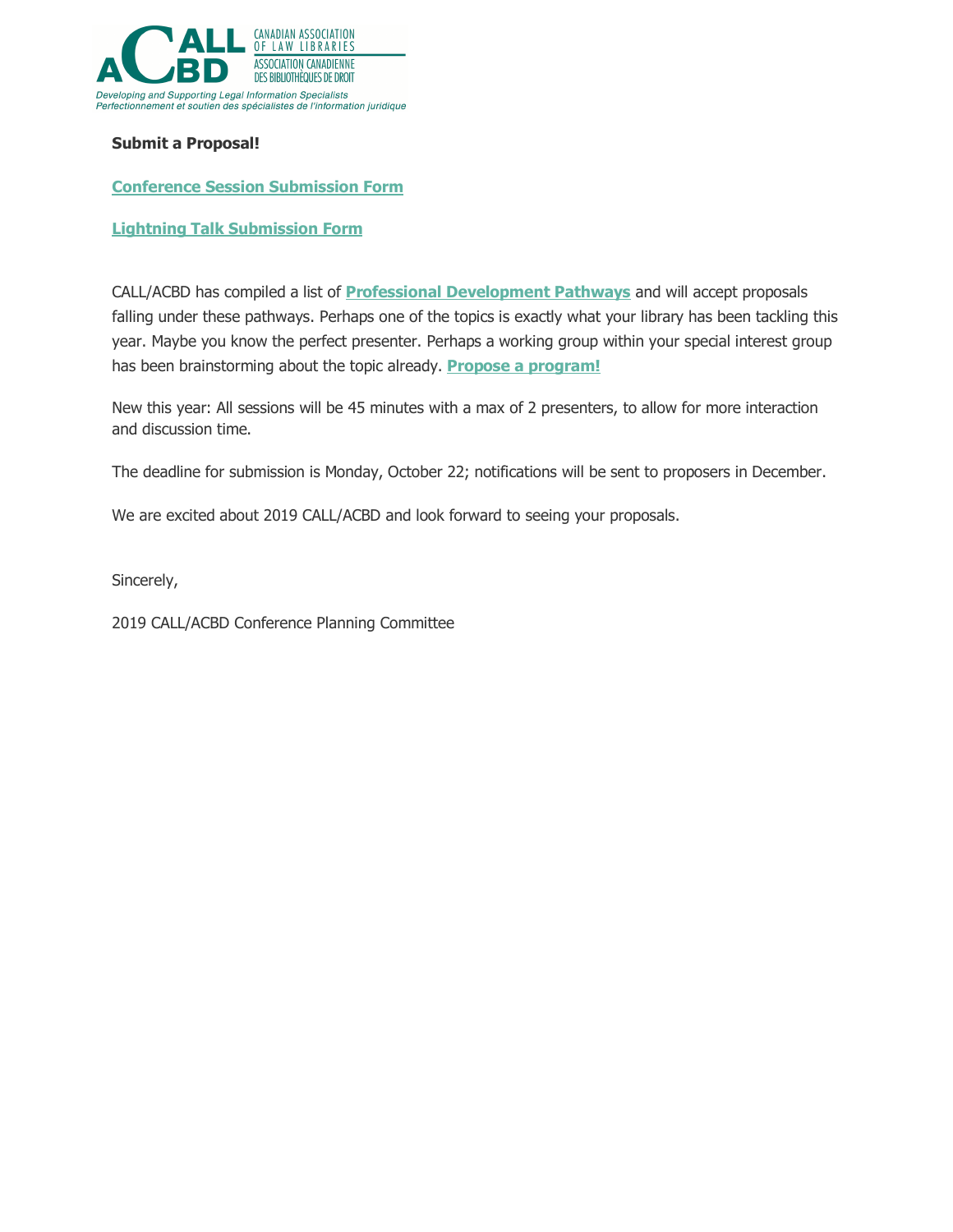CANADIAN ASSOCIATION OF LAW LIBRARIES
ASSOCIATION CANADIENNE DES BIBLIOTHÈQUES DE DROIT

*Developing and Supporting Legal Information Specialists*
*Perfectionnement et soutien des spécialistes de l'information juridique*

**Submit a Proposal!**

**Conference Session Submission Form**

**Lightning Talk Submission Form**

CALL/ACBD has compiled a list of **Professional Development Pathways** and will accept proposals falling under these pathways. Perhaps one of the topics is exactly what your library has been tackling this year. Maybe you know the perfect presenter. Perhaps a working group within your special interest group has been brainstorming about the topic already. **Propose a program!**

New this year: All sessions will be 45 minutes with a max of 2 presenters, to allow for more interaction and discussion time.

The deadline for submission is Monday, October 22; notifications will be sent to proposers in December.

We are excited about 2019 CALL/ACBD and look forward to seeing your proposals.

Sincerely,

2019 CALL/ACBD Conference Planning Committee